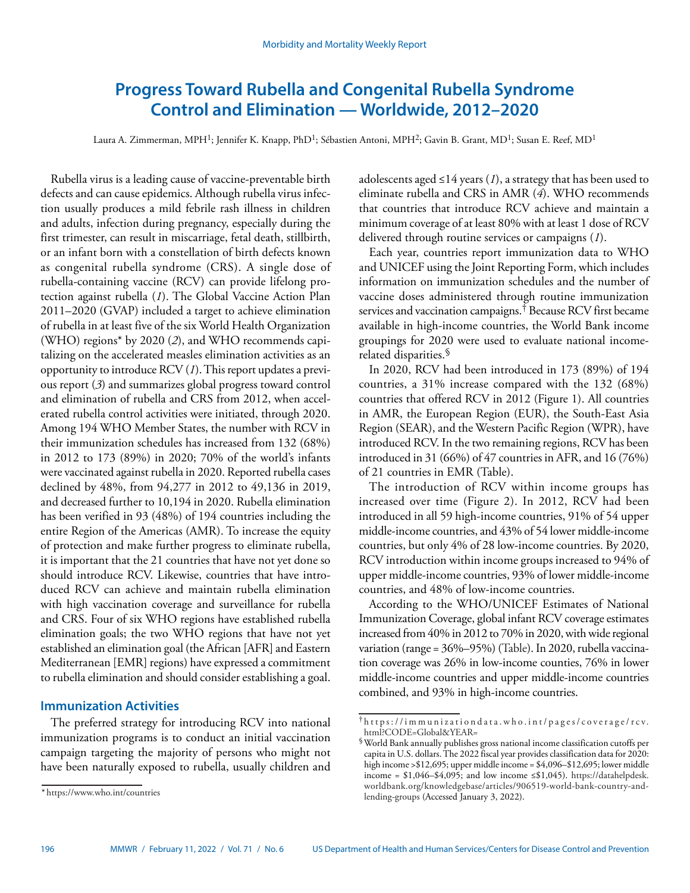# Progress Toward Rubella and Congenital Rubella Syndrome Control and Elimination — Worldwide, 2012–2020

Laura A. Zimmerman, MPH[1]; Jennifer K. Knapp, PhD[1]; Sébastien Antoni, MPH[2]; Gavin B. Grant, MD[1]; Susan E. Reef, MD[1]

Rubella virus is a leading cause of vaccine-preventable birth defects and can cause epidemics. Although rubella virus infection usually produces a mild febrile rash illness in children and adults, infection during pregnancy, especially during the first trimester, can result in miscarriage, fetal death, stillbirth, or an infant born with a constellation of birth defects known as congenital rubella syndrome (CRS). A single dose of rubella-containing vaccine (RCV) can provide lifelong protection against rubella (*1*). The Global Vaccine Action Plan 2011–2020 (GVAP) included a target to achieve elimination of rubella in at least five of the six World Health Organization (WHO) regions* by 2020 (*2*), and WHO recommends capitalizing on the accelerated measles elimination activities as an opportunity to introduce RCV (*1*). This report updates a previous report (*3*) and summarizes global progress toward control and elimination of rubella and CRS from 2012, when accelerated rubella control activities were initiated, through 2020. Among 194 WHO Member States, the number with RCV in their immunization schedules has increased from 132 (68%) in 2012 to 173 (89%) in 2020; 70% of the world's infants were vaccinated against rubella in 2020. Reported rubella cases declined by 48%, from 94,277 in 2012 to 49,136 in 2019, and decreased further to 10,194 in 2020. Rubella elimination has been verified in 93 (48%) of 194 countries including the entire Region of the Americas (AMR). To increase the equity of protection and make further progress to eliminate rubella, it is important that the 21 countries that have not yet done so should introduce RCV. Likewise, countries that have introduced RCV can achieve and maintain rubella elimination with high vaccination coverage and surveillance for rubella and CRS. Four of six WHO regions have established rubella elimination goals; the two WHO regions that have not yet established an elimination goal (the African [AFR] and Eastern Mediterranean [EMR] regions) have expressed a commitment to rubella elimination and should consider establishing a goal.

## Immunization Activities

The preferred strategy for introducing RCV into national immunization programs is to conduct an initial vaccination campaign targeting the majority of persons who might not have been naturally exposed to rubella, usually children and adolescents aged ≤14 years (*1*), a strategy that has been used to eliminate rubella and CRS in AMR (*4*). WHO recommends that countries that introduce RCV achieve and maintain a minimum coverage of at least 80% with at least 1 dose of RCV delivered through routine services or campaigns (*1*).

Each year, countries report immunization data to WHO and UNICEF using the Joint Reporting Form, which includes information on immunization schedules and the number of vaccine doses administered through routine immunization services and vaccination campaigns.† Because RCV first became available in high-income countries, the World Bank income groupings for 2020 were used to evaluate national income-related disparities.§

In 2020, RCV had been introduced in 173 (89%) of 194 countries, a 31% increase compared with the 132 (68%) countries that offered RCV in 2012 (Figure 1). All countries in AMR, the European Region (EUR), the South-East Asia Region (SEAR), and the Western Pacific Region (WPR), have introduced RCV. In the two remaining regions, RCV has been introduced in 31 (66%) of 47 countries in AFR, and 16 (76%) of 21 countries in EMR (Table).

The introduction of RCV within income groups has increased over time (Figure 2). In 2012, RCV had been introduced in all 59 high-income countries, 91% of 54 upper middle-income countries, and 43% of 54 lower middle-income countries, but only 4% of 28 low-income countries. By 2020, RCV introduction within income groups increased to 94% of upper middle-income countries, 93% of lower middle-income countries, and 48% of low-income countries.

According to the WHO/UNICEF Estimates of National Immunization Coverage, global infant RCV coverage estimates increased from 40% in 2012 to 70% in 2020, with wide regional variation (range = 36%–95%) (Table). In 2020, rubella vaccination coverage was 26% in low-income counties, 76% in lower middle-income countries and upper middle-income countries combined, and 93% in high-income countries.

---

* https://www.who.int/countries

† https://immunizationdata.who.int/pages/coverage/rcv.html?CODE=Global&YEAR=

§ World Bank annually publishes gross national income classification cutoffs per capita in U.S. dollars. The 2022 fiscal year provides classification data for 2020: high income >$12,695; upper middle income = $4,096–$12,695; lower middle income = $1,046–$4,095; and low income ≤$1,045). https://datahelpdesk.worldbank.org/knowledgebase/articles/906519-world-bank-country-and-lending-groups (Accessed January 3, 2022).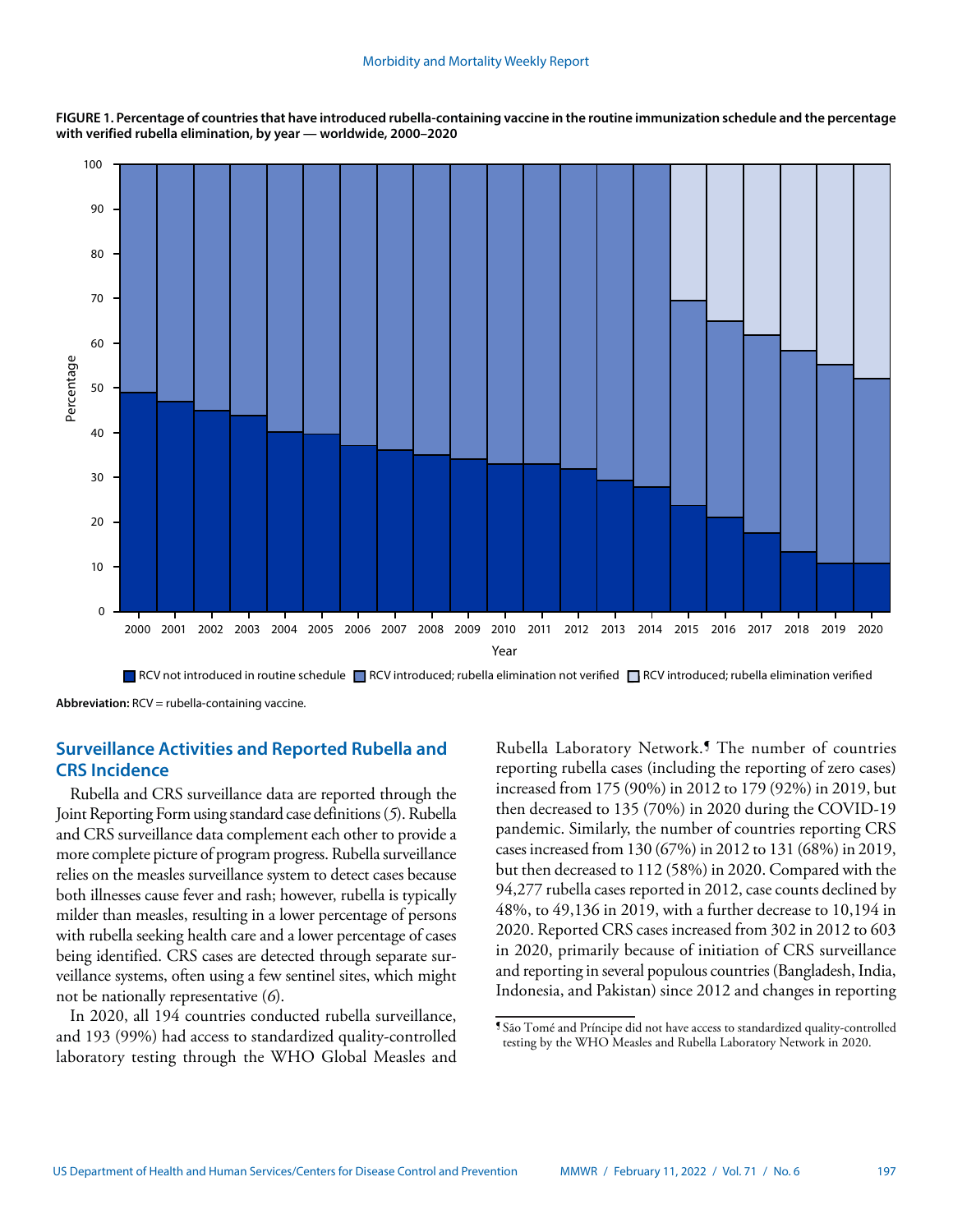**FIGURE 1. Percentage of countries that have introduced rubella-containing vaccine in the routine immunization schedule and the percentage with verified rubella elimination, by year — worldwide, 2000–2020**

**Abbreviation:** RCV = rubella-containing vaccine.

## Surveillance Activities and Reported Rubella and CRS Incidence

Rubella and CRS surveillance data are reported through the Joint Reporting Form using standard case definitions (*5*). Rubella and CRS surveillance data complement each other to provide a more complete picture of program progress. Rubella surveillance relies on the measles surveillance system to detect cases because both illnesses cause fever and rash; however, rubella is typically milder than measles, resulting in a lower percentage of persons with rubella seeking health care and a lower percentage of cases being identified. CRS cases are detected through separate surveillance systems, often using a few sentinel sites, which might not be nationally representative (*6*).

In 2020, all 194 countries conducted rubella surveillance, and 193 (99%) had access to standardized quality-controlled laboratory testing through the WHO Global Measles and Rubella Laboratory Network.¶ The number of countries reporting rubella cases (including the reporting of zero cases) increased from 175 (90%) in 2012 to 179 (92%) in 2019, but then decreased to 135 (70%) in 2020 during the COVID-19 pandemic. Similarly, the number of countries reporting CRS cases increased from 130 (67%) in 2012 to 131 (68%) in 2019, but then decreased to 112 (58%) in 2020. Compared with the 94,277 rubella cases reported in 2012, case counts declined by 48%, to 49,136 in 2019, with a further decrease to 10,194 in 2020. Reported CRS cases increased from 302 in 2012 to 603 in 2020, primarily because of initiation of CRS surveillance and reporting in several populous countries (Bangladesh, India, Indonesia, and Pakistan) since 2012 and changes in reporting

¶ São Tomé and Príncipe did not have access to standardized quality-controlled testing by the WHO Measles and Rubella Laboratory Network in 2020.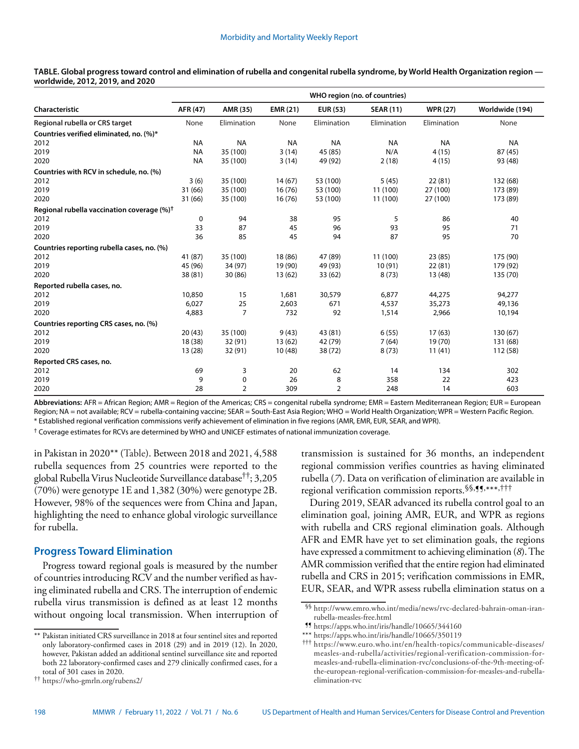**TABLE. Global progress toward control and elimination of rubella and congenital rubella syndrome, by World Health Organization region — worldwide, 2012, 2019, and 2020**

| Characteristic | WHO region (no. of countries) | | | | | | |
|---|---|---|---|---|---|---|---|
| | AFR (47) | AMR (35) | EMR (21) | EUR (53) | SEAR (11) | WPR (27) | Worldwide (194) |
| Regional rubella or CRS target | None | Elimination | None | Elimination | Elimination | Elimination | None |
| **Countries verified eliminated, no. (%)*** | | | | | | | |
| 2012 | NA | NA | NA | NA | NA | NA | NA |
| 2019 | NA | 35 (100) | 3 (14) | 45 (85) | N/A | 4 (15) | 87 (45) |
| 2020 | NA | 35 (100) | 3 (14) | 49 (92) | 2 (18) | 4 (15) | 93 (48) |
| **Countries with RCV in schedule, no. (%)** | | | | | | | |
| 2012 | 3 (6) | 35 (100) | 14 (67) | 53 (100) | 5 (45) | 22 (81) | 132 (68) |
| 2019 | 31 (66) | 35 (100) | 16 (76) | 53 (100) | 11 (100) | 27 (100) | 173 (89) |
| 2020 | 31 (66) | 35 (100) | 16 (76) | 53 (100) | 11 (100) | 27 (100) | 173 (89) |
| **Regional rubella vaccination coverage (%)†** | | | | | | | |
| 2012 | 0 | 94 | 38 | 95 | 5 | 86 | 40 |
| 2019 | 33 | 87 | 45 | 96 | 93 | 95 | 71 |
| 2020 | 36 | 85 | 45 | 94 | 87 | 95 | 70 |
| **Countries reporting rubella cases, no. (%)** | | | | | | | |
| 2012 | 41 (87) | 35 (100) | 18 (86) | 47 (89) | 11 (100) | 23 (85) | 175 (90) |
| 2019 | 45 (96) | 34 (97) | 19 (90) | 49 (93) | 10 (91) | 22 (81) | 179 (92) |
| 2020 | 38 (81) | 30 (86) | 13 (62) | 33 (62) | 8 (73) | 13 (48) | 135 (70) |
| **Reported rubella cases, no.** | | | | | | | |
| 2012 | 10,850 | 15 | 1,681 | 30,579 | 6,877 | 44,275 | 94,277 |
| 2019 | 6,027 | 25 | 2,603 | 671 | 4,537 | 35,273 | 49,136 |
| 2020 | 4,883 | 7 | 732 | 92 | 1,514 | 2,966 | 10,194 |
| **Countries reporting CRS cases, no. (%)** | | | | | | | |
| 2012 | 20 (43) | 35 (100) | 9 (43) | 43 (81) | 6 (55) | 17 (63) | 130 (67) |
| 2019 | 18 (38) | 32 (91) | 13 (62) | 42 (79) | 7 (64) | 19 (70) | 131 (68) |
| 2020 | 13 (28) | 32 (91) | 10 (48) | 38 (72) | 8 (73) | 11 (41) | 112 (58) |
| **Reported CRS cases, no.** | | | | | | | |
| 2012 | 69 | 3 | 20 | 62 | 14 | 134 | 302 |
| 2019 | 9 | 0 | 26 | 8 | 358 | 22 | 423 |
| 2020 | 28 | 2 | 309 | 2 | 248 | 14 | 603 |

**Abbreviations:** AFR = African Region; AMR = Region of the Americas; CRS = congenital rubella syndrome; EMR = Eastern Mediterranean Region; EUR = European Region; NA = not available; RCV = rubella-containing vaccine; SEAR = South-East Asia Region; WHO = World Health Organization; WPR = Western Pacific Region.
* Established regional verification commissions verify achievement of elimination in five regions (AMR, EMR, EUR, SEAR, and WPR).
† Coverage estimates for RCVs are determined by WHO and UNICEF estimates of national immunization coverage.

in Pakistan in 2020** (Table). Between 2018 and 2021, 4,588 rubella sequences from 25 countries were reported to the global Rubella Virus Nucleotide Surveillance database††; 3,205 (70%) were genotype 1E and 1,382 (30%) were genotype 2B. However, 98% of the sequences were from China and Japan, highlighting the need to enhance global virologic surveillance for rubella.

## Progress Toward Elimination

Progress toward regional goals is measured by the number of countries introducing RCV and the number verified as having eliminated rubella and CRS. The interruption of endemic rubella virus transmission is defined as at least 12 months without ongoing local transmission. When interruption of transmission is sustained for 36 months, an independent regional commission verifies countries as having eliminated rubella (*7*). Data on verification of elimination are available in regional verification commission reports.§§,¶¶,***,†††

During 2019, SEAR advanced its rubella control goal to an elimination goal, joining AMR, EUR, and WPR as regions with rubella and CRS regional elimination goals. Although AFR and EMR have yet to set elimination goals, the regions have expressed a commitment to achieving elimination (*8*). The AMR commission verified that the entire region had eliminated rubella and CRS in 2015; verification commissions in EMR, EUR, SEAR, and WPR assess rubella elimination status on a

** Pakistan initiated CRS surveillance in 2018 at four sentinel sites and reported only laboratory-confirmed cases in 2018 (29) and in 2019 (12). In 2020, however, Pakistan added an additional sentinel surveillance site and reported both 22 laboratory-confirmed cases and 279 clinically confirmed cases, for a total of 301 cases in 2020.

†† https://who-gmrln.org/rubens2/

§§ http://www.emro.who.int/media/news/rvc-declared-bahrain-oman-iran-rubella-measles-free.html

¶¶ https://apps.who.int/iris/handle/10665/344160

*** https://apps.who.int/iris/handle/10665/350119

††† https://www.euro.who.int/en/health-topics/communicable-diseases/measles-and-rubella/activities/regional-verification-commission-for-measles-and-rubella-elimination-rvc/conclusions-of-the-9th-meeting-of-the-european-regional-verification-commission-for-measles-and-rubella-elimination-rvc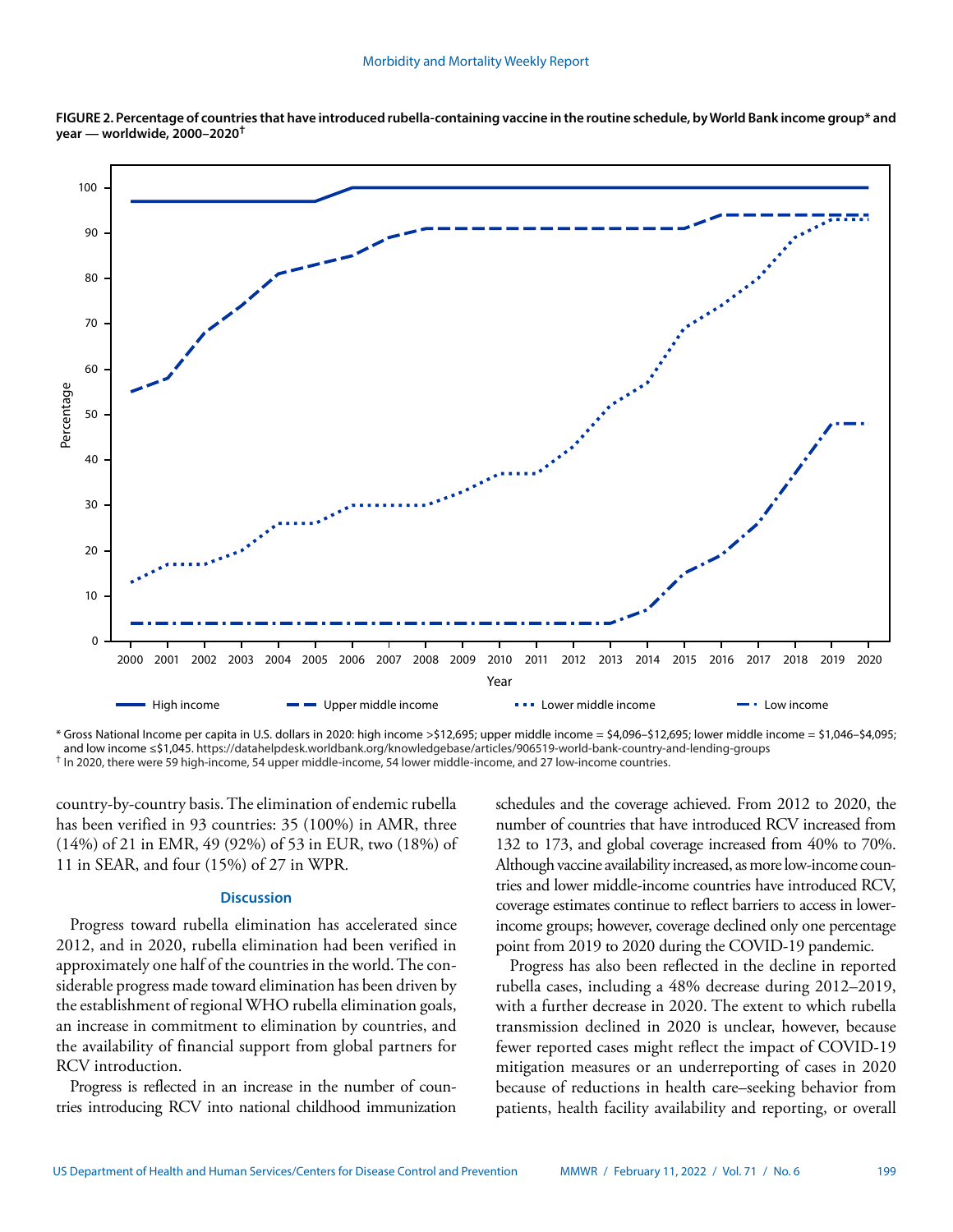**FIGURE 2. Percentage of countries that have introduced rubella-containing vaccine in the routine schedule, by World Bank income group* and year — worldwide, 2000–2020†**

\* Gross National Income per capita in U.S. dollars in 2020: high income >$12,695; upper middle income = $4,096–$12,695; lower middle income = $1,046–$4,095; and low income ≤$1,045. https://datahelpdesk.worldbank.org/knowledgebase/articles/906519-world-bank-country-and-lending-groups

† In 2020, there were 59 high-income, 54 upper middle-income, 54 lower middle-income, and 27 low-income countries.

country-by-country basis. The elimination of endemic rubella has been verified in 93 countries: 35 (100%) in AMR, three (14%) of 21 in EMR, 49 (92%) of 53 in EUR, two (18%) of 11 in SEAR, and four (15%) of 27 in WPR.

### Discussion

Progress toward rubella elimination has accelerated since 2012, and in 2020, rubella elimination had been verified in approximately one half of the countries in the world. The considerable progress made toward elimination has been driven by the establishment of regional WHO rubella elimination goals, an increase in commitment to elimination by countries, and the availability of financial support from global partners for RCV introduction.

Progress is reflected in an increase in the number of countries introducing RCV into national childhood immunization schedules and the coverage achieved. From 2012 to 2020, the number of countries that have introduced RCV increased from 132 to 173, and global coverage increased from 40% to 70%. Although vaccine availability increased, as more low-income countries and lower middle-income countries have introduced RCV, coverage estimates continue to reflect barriers to access in lower-income groups; however, coverage declined only one percentage point from 2019 to 2020 during the COVID-19 pandemic.

Progress has also been reflected in the decline in reported rubella cases, including a 48% decrease during 2012–2019, with a further decrease in 2020. The extent to which rubella transmission declined in 2020 is unclear, however, because fewer reported cases might reflect the impact of COVID-19 mitigation measures or an underreporting of cases in 2020 because of reductions in health care–seeking behavior from patients, health facility availability and reporting, or overall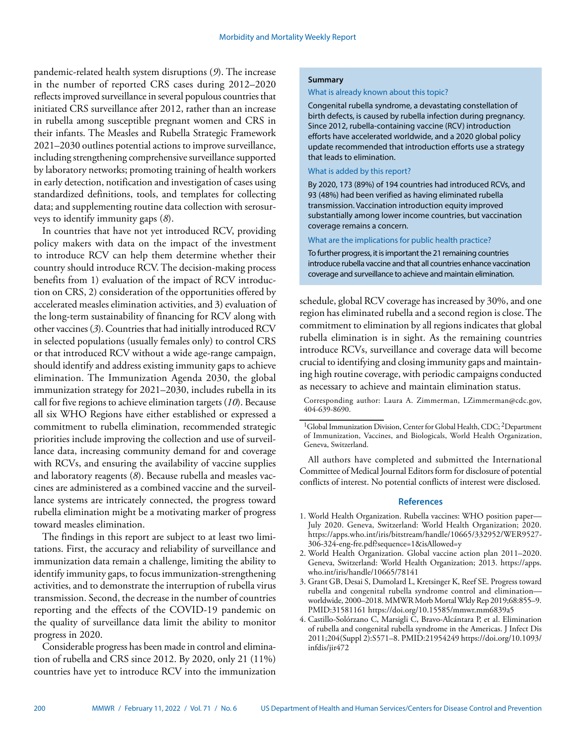pandemic-related health system disruptions (*9*). The increase in the number of reported CRS cases during 2012–2020 reflects improved surveillance in several populous countries that initiated CRS surveillance after 2012, rather than an increase in rubella among susceptible pregnant women and CRS in their infants. The Measles and Rubella Strategic Framework 2021–2030 outlines potential actions to improve surveillance, including strengthening comprehensive surveillance supported by laboratory networks; promoting training of health workers in early detection, notification and investigation of cases using standardized definitions, tools, and templates for collecting data; and supplementing routine data collection with serosurveys to identify immunity gaps (*8*).

In countries that have not yet introduced RCV, providing policy makers with data on the impact of the investment to introduce RCV can help them determine whether their country should introduce RCV. The decision-making process benefits from 1) evaluation of the impact of RCV introduction on CRS, 2) consideration of the opportunities offered by accelerated measles elimination activities, and 3) evaluation of the long-term sustainability of financing for RCV along with other vaccines (*3*). Countries that had initially introduced RCV in selected populations (usually females only) to control CRS or that introduced RCV without a wide age-range campaign, should identify and address existing immunity gaps to achieve elimination. The Immunization Agenda 2030, the global immunization strategy for 2021–2030, includes rubella in its call for five regions to achieve elimination targets (*10*). Because all six WHO Regions have either established or expressed a commitment to rubella elimination, recommended strategic priorities include improving the collection and use of surveillance data, increasing community demand for and coverage with RCVs, and ensuring the availability of vaccine supplies and laboratory reagents (*8*). Because rubella and measles vaccines are administered as a combined vaccine and the surveillance systems are intricately connected, the progress toward rubella elimination might be a motivating marker of progress toward measles elimination.

The findings in this report are subject to at least two limitations. First, the accuracy and reliability of surveillance and immunization data remain a challenge, limiting the ability to identify immunity gaps, to focus immunization-strengthening activities, and to demonstrate the interruption of rubella virus transmission. Second, the decrease in the number of countries reporting and the effects of the COVID-19 pandemic on the quality of surveillance data limit the ability to monitor progress in 2020.

Considerable progress has been made in control and elimination of rubella and CRS since 2012. By 2020, only 21 (11%) countries have yet to introduce RCV into the immunization schedule, global RCV coverage has increased by 30%, and one region has eliminated rubella and a second region is close. The commitment to elimination by all regions indicates that global rubella elimination is in sight. As the remaining countries introduce RCVs, surveillance and coverage data will become crucial to identifying and closing immunity gaps and maintaining high routine coverage, with periodic campaigns conducted as necessary to achieve and maintain elimination status.

**Summary**

What is already known about this topic?

Congenital rubella syndrome, a devastating constellation of birth defects, is caused by rubella infection during pregnancy. Since 2012, rubella-containing vaccine (RCV) introduction efforts have accelerated worldwide, and a 2020 global policy update recommended that introduction efforts use a strategy that leads to elimination.

What is added by this report?

By 2020, 173 (89%) of 194 countries had introduced RCVs, and 93 (48%) had been verified as having eliminated rubella transmission. Vaccination introduction equity improved substantially among lower income countries, but vaccination coverage remains a concern.

What are the implications for public health practice?

To further progress, it is important the 21 remaining countries introduce rubella vaccine and that all countries enhance vaccination coverage and surveillance to achieve and maintain elimination.

Corresponding author: Laura A. Zimmerman, LZimmerman@cdc.gov, 404-639-8690.

[1]Global Immunization Division, Center for Global Health, CDC; [2]Department of Immunization, Vaccines, and Biologicals, World Health Organization, Geneva, Switzerland.

All authors have completed and submitted the International Committee of Medical Journal Editors form for disclosure of potential conflicts of interest. No potential conflicts of interest were disclosed.

## References

1. World Health Organization. Rubella vaccines: WHO position paper—July 2020. Geneva, Switzerland: World Health Organization; 2020. https://apps.who.int/iris/bitstream/handle/10665/332952/WER9527-306-324-eng-fre.pdf?sequence=1&isAllowed=y
2. World Health Organization. Global vaccine action plan 2011–2020. Geneva, Switzerland: World Health Organization; 2013. https://apps.who.int/iris/handle/10665/78141
3. Grant GB, Desai S, Dumolard L, Kretsinger K, Reef SE. Progress toward rubella and congenital rubella syndrome control and elimination—worldwide, 2000–2018. MMWR Morb Mortal Wkly Rep 2019;68:855–9. PMID:31581161 https://doi.org/10.15585/mmwr.mm6839a5
4. Castillo-Solórzano C, Marsigli C, Bravo-Alcántara P, et al. Elimination of rubella and congenital rubella syndrome in the Americas. J Infect Dis 2011;204(Suppl 2):S571–8. PMID:21954249 https://doi.org/10.1093/infdis/jir472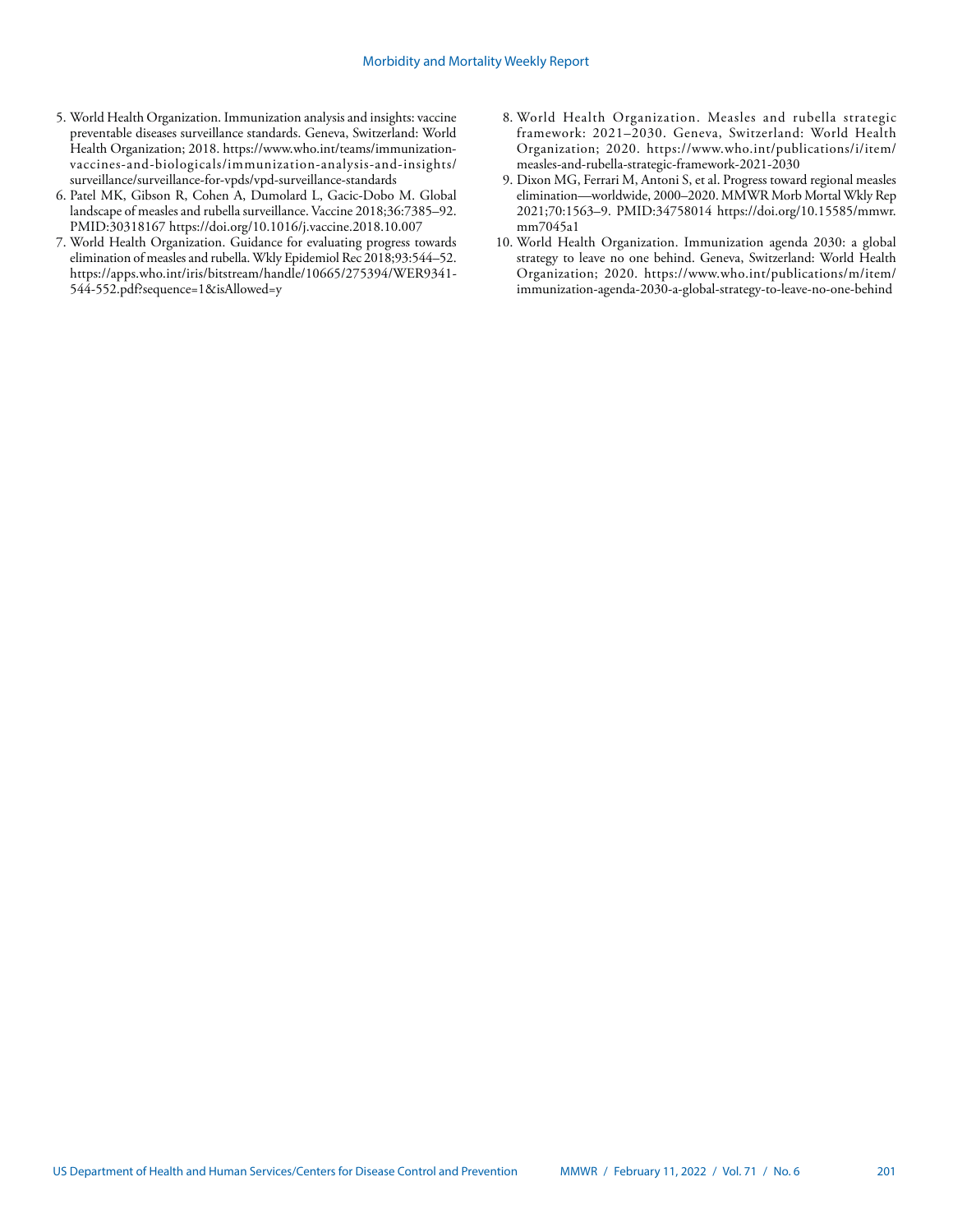5. World Health Organization. Immunization analysis and insights: vaccine preventable diseases surveillance standards. Geneva, Switzerland: World Health Organization; 2018. https://www.who.int/teams/immunization-vaccines-and-biologicals/immunization-analysis-and-insights/surveillance/surveillance-for-vpds/vpd-surveillance-standards
6. Patel MK, Gibson R, Cohen A, Dumolard L, Gacic-Dobo M. Global landscape of measles and rubella surveillance. Vaccine 2018;36:7385–92. PMID:30318167 https://doi.org/10.1016/j.vaccine.2018.10.007
7. World Health Organization. Guidance for evaluating progress towards elimination of measles and rubella. Wkly Epidemiol Rec 2018;93:544–52. https://apps.who.int/iris/bitstream/handle/10665/275394/WER9341-544-552.pdf?sequence=1&isAllowed=y
8. World Health Organization. Measles and rubella strategic framework: 2021–2030. Geneva, Switzerland: World Health Organization; 2020. https://www.who.int/publications/i/item/measles-and-rubella-strategic-framework-2021-2030
9. Dixon MG, Ferrari M, Antoni S, et al. Progress toward regional measles elimination—worldwide, 2000–2020. MMWR Morb Mortal Wkly Rep 2021;70:1563–9. PMID:34758014 https://doi.org/10.15585/mmwr.mm7045a1
10. World Health Organization. Immunization agenda 2030: a global strategy to leave no one behind. Geneva, Switzerland: World Health Organization; 2020. https://www.who.int/publications/m/item/immunization-agenda-2030-a-global-strategy-to-leave-no-one-behind